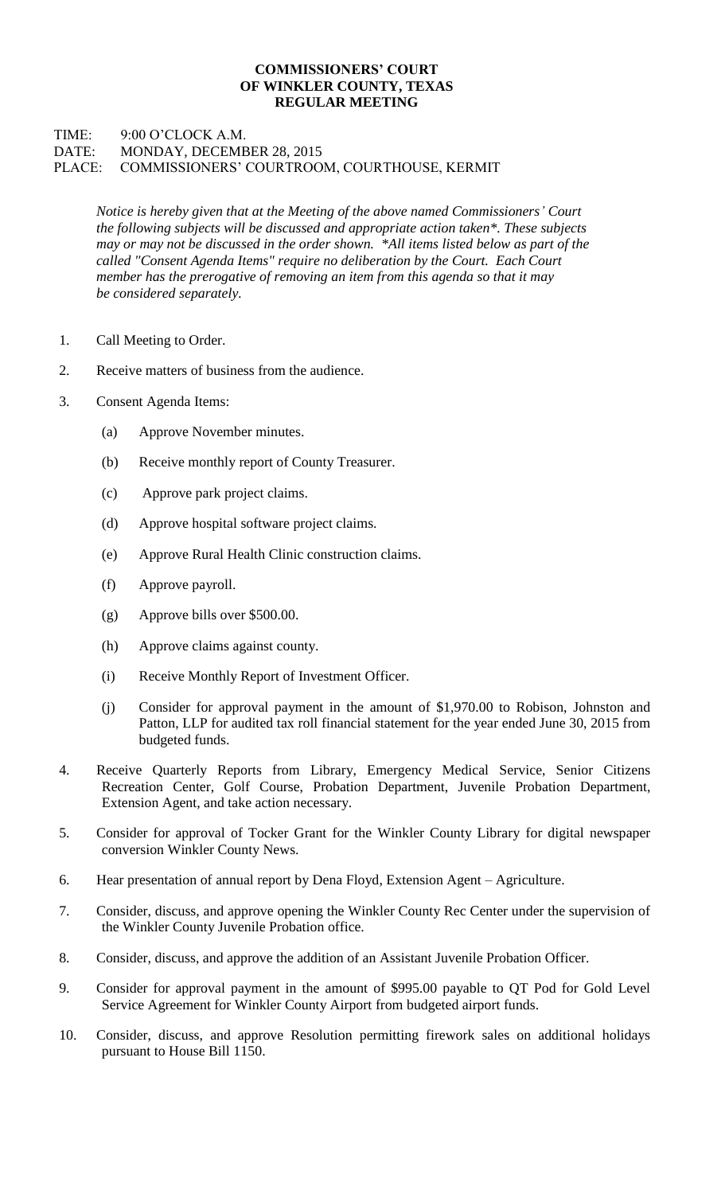**COMMISSIONERS' COURT**
**OF WINKLER COUNTY, TEXAS**
**REGULAR MEETING**

TIME: 9:00 O'CLOCK A.M.
DATE: MONDAY, DECEMBER 28, 2015
PLACE: COMMISSIONERS' COURTROOM, COURTHOUSE, KERMIT

*Notice is hereby given that at the Meeting of the above named Commissioners' Court the following subjects will be discussed and appropriate action taken*. These subjects may or may not be discussed in the order shown. *All items listed below as part of the called "Consent Agenda Items" require no deliberation by the Court. Each Court member has the prerogative of removing an item from this agenda so that it may be considered separately.*

1. Call Meeting to Order.
2. Receive matters of business from the audience.
3. Consent Agenda Items:
   (a) Approve November minutes.
   (b) Receive monthly report of County Treasurer.
   (c) Approve park project claims.
   (d) Approve hospital software project claims.
   (e) Approve Rural Health Clinic construction claims.
   (f) Approve payroll.
   (g) Approve bills over $500.00.
   (h) Approve claims against county.
   (i) Receive Monthly Report of Investment Officer.
   (j) Consider for approval payment in the amount of $1,970.00 to Robison, Johnston and Patton, LLP for audited tax roll financial statement for the year ended June 30, 2015 from budgeted funds.
4. Receive Quarterly Reports from Library, Emergency Medical Service, Senior Citizens Recreation Center, Golf Course, Probation Department, Juvenile Probation Department, Extension Agent, and take action necessary.
5. Consider for approval of Tocker Grant for the Winkler County Library for digital newspaper conversion Winkler County News.
6. Hear presentation of annual report by Dena Floyd, Extension Agent – Agriculture.
7. Consider, discuss, and approve opening the Winkler County Rec Center under the supervision of the Winkler County Juvenile Probation office.
8. Consider, discuss, and approve the addition of an Assistant Juvenile Probation Officer.
9. Consider for approval payment in the amount of $995.00 payable to QT Pod for Gold Level Service Agreement for Winkler County Airport from budgeted airport funds.
10. Consider, discuss, and approve Resolution permitting firework sales on additional holidays pursuant to House Bill 1150.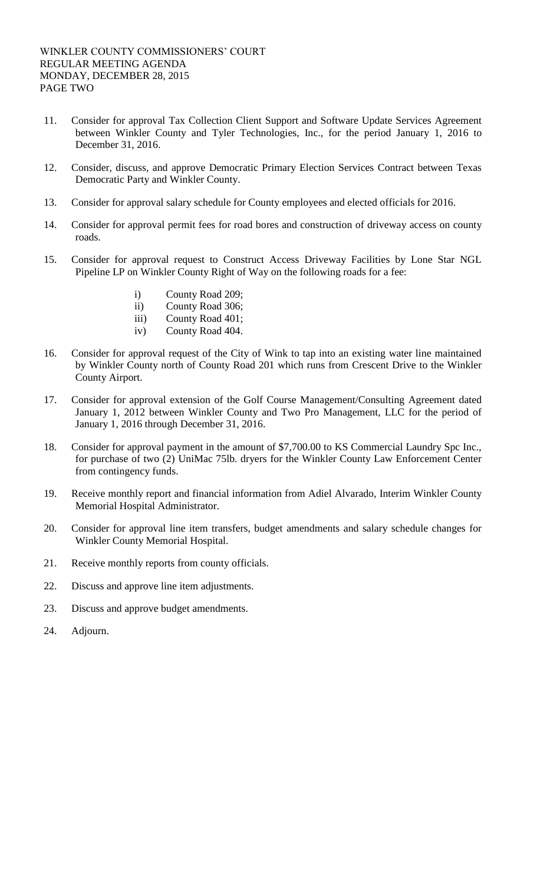11. Consider for approval Tax Collection Client Support and Software Update Services Agreement between Winkler County and Tyler Technologies, Inc., for the period January 1, 2016 to December 31, 2016.

12. Consider, discuss, and approve Democratic Primary Election Services Contract between Texas Democratic Party and Winkler County.

13. Consider for approval salary schedule for County employees and elected officials for 2016.

14. Consider for approval permit fees for road bores and construction of driveway access on county roads.

15. Consider for approval request to Construct Access Driveway Facilities by Lone Star NGL Pipeline LP on Winkler County Right of Way on the following roads for a fee:

    i) County Road 209;
    ii) County Road 306;
    iii) County Road 401;
    iv) County Road 404.

16. Consider for approval request of the City of Wink to tap into an existing water line maintained by Winkler County north of County Road 201 which runs from Crescent Drive to the Winkler County Airport.

17. Consider for approval extension of the Golf Course Management/Consulting Agreement dated January 1, 2012 between Winkler County and Two Pro Management, LLC for the period of January 1, 2016 through December 31, 2016.

18. Consider for approval payment in the amount of $7,700.00 to KS Commercial Laundry Spc Inc., for purchase of two (2) UniMac 75lb. dryers for the Winkler County Law Enforcement Center from contingency funds.

19. Receive monthly report and financial information from Adiel Alvarado, Interim Winkler County Memorial Hospital Administrator.

20. Consider for approval line item transfers, budget amendments and salary schedule changes for Winkler County Memorial Hospital.

21. Receive monthly reports from county officials.

22. Discuss and approve line item adjustments.

23. Discuss and approve budget amendments.

24. Adjourn.